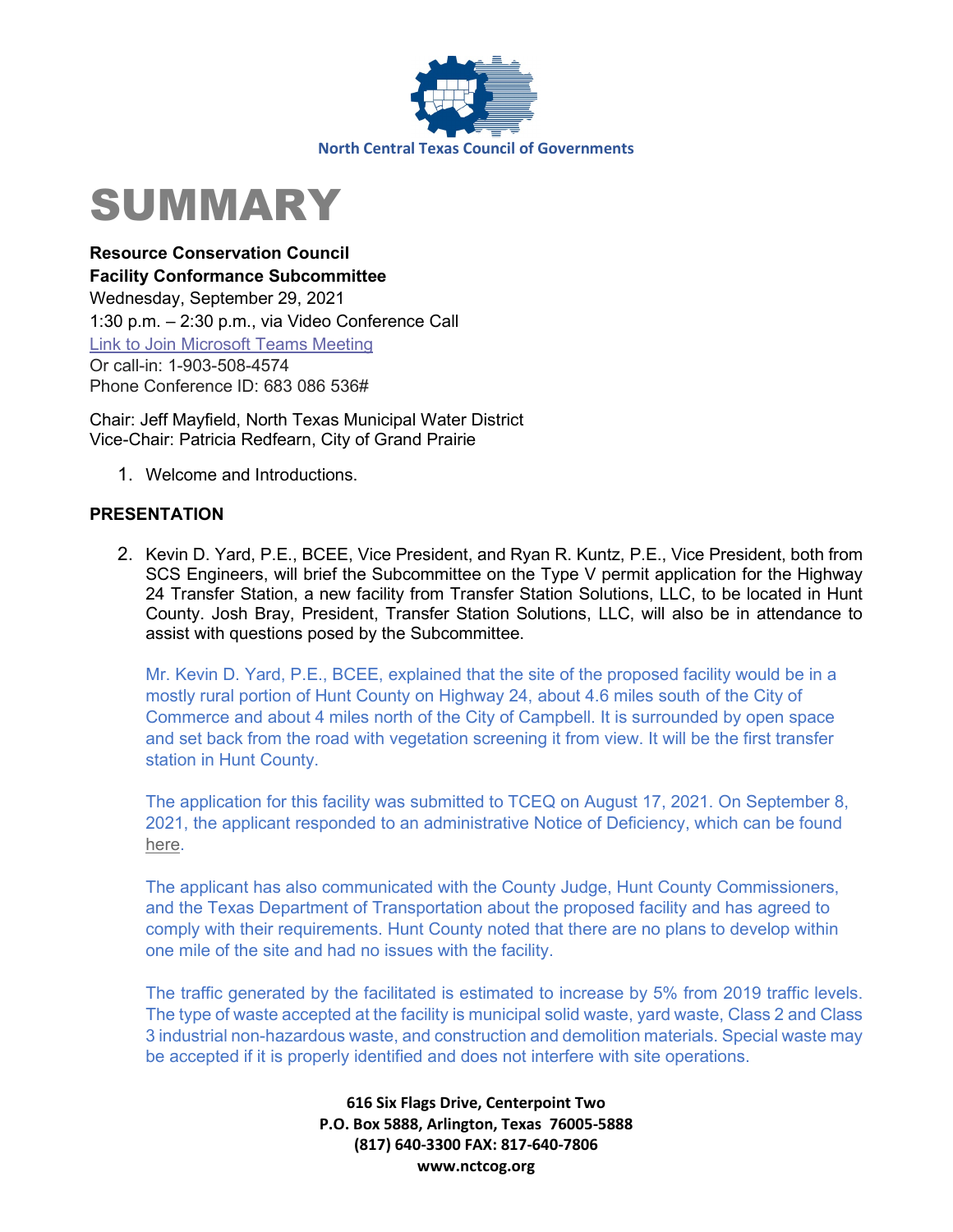North Central Texas Council of Governments

# SUMMARY

**Resource Conservation Council**
**Facility Conformance Subcommittee**
Wednesday, September 29, 2021
1:30 p.m. – 2:30 p.m., via Video Conference Call
Link to Join Microsoft Teams Meeting
Or call-in: 1-903-508-4574
Phone Conference ID: 683 086 536#

Chair: Jeff Mayfield, North Texas Municipal Water District
Vice-Chair: Patricia Redfearn, City of Grand Prairie

1. Welcome and Introductions.

## PRESENTATION

2. Kevin D. Yard, P.E., BCEE, Vice President, and Ryan R. Kuntz, P.E., Vice President, both from SCS Engineers, will brief the Subcommittee on the Type V permit application for the Highway 24 Transfer Station, a new facility from Transfer Station Solutions, LLC, to be located in Hunt County. Josh Bray, President, Transfer Station Solutions, LLC, will also be in attendance to assist with questions posed by the Subcommittee.

   Mr. Kevin D. Yard, P.E., BCEE, explained that the site of the proposed facility would be in a mostly rural portion of Hunt County on Highway 24, about 4.6 miles south of the City of Commerce and about 4 miles north of the City of Campbell. It is surrounded by open space and set back from the road with vegetation screening it from view. It will be the first transfer station in Hunt County.

   The application for this facility was submitted to TCEQ on August 17, 2021. On September 8, 2021, the applicant responded to an administrative Notice of Deficiency, which can be found here.

   The applicant has also communicated with the County Judge, Hunt County Commissioners, and the Texas Department of Transportation about the proposed facility and has agreed to comply with their requirements. Hunt County noted that there are no plans to develop within one mile of the site and had no issues with the facility.

   The traffic generated by the facilitated is estimated to increase by 5% from 2019 traffic levels. The type of waste accepted at the facility is municipal solid waste, yard waste, Class 2 and Class 3 industrial non-hazardous waste, and construction and demolition materials. Special waste may be accepted if it is properly identified and does not interfere with site operations.

616 Six Flags Drive, Centerpoint Two
P.O. Box 5888, Arlington, Texas 76005-5888
(817) 640-3300 FAX: 817-640-7806
www.nctcog.org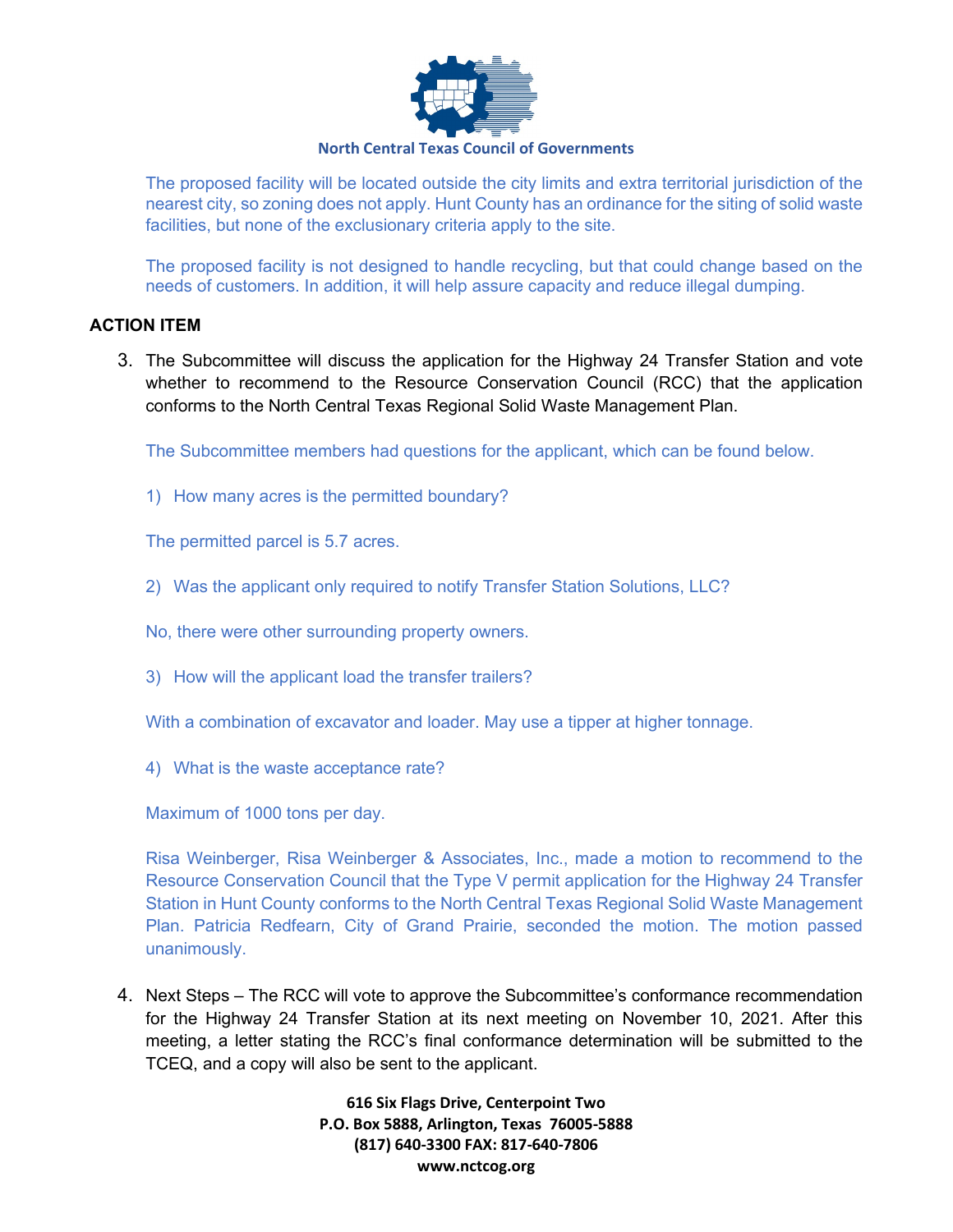The proposed facility will be located outside the city limits and extra territorial jurisdiction of the nearest city, so zoning does not apply. Hunt County has an ordinance for the siting of solid waste facilities, but none of the exclusionary criteria apply to the site.

The proposed facility is not designed to handle recycling, but that could change based on the needs of customers. In addition, it will help assure capacity and reduce illegal dumping.

**ACTION ITEM**

3. The Subcommittee will discuss the application for the Highway 24 Transfer Station and vote whether to recommend to the Resource Conservation Council (RCC) that the application conforms to the North Central Texas Regional Solid Waste Management Plan.

   The Subcommittee members had questions for the applicant, which can be found below.

   1) How many acres is the permitted boundary?

   The permitted parcel is 5.7 acres.

   2) Was the applicant only required to notify Transfer Station Solutions, LLC?

   No, there were other surrounding property owners.

   3) How will the applicant load the transfer trailers?

   With a combination of excavator and loader. May use a tipper at higher tonnage.

   4) What is the waste acceptance rate?

   Maximum of 1000 tons per day.

   Risa Weinberger, Risa Weinberger & Associates, Inc., made a motion to recommend to the Resource Conservation Council that the Type V permit application for the Highway 24 Transfer Station in Hunt County conforms to the North Central Texas Regional Solid Waste Management Plan. Patricia Redfearn, City of Grand Prairie, seconded the motion. The motion passed unanimously.

4. Next Steps – The RCC will vote to approve the Subcommittee's conformance recommendation for the Highway 24 Transfer Station at its next meeting on November 10, 2021. After this meeting, a letter stating the RCC's final conformance determination will be submitted to the TCEQ, and a copy will also be sent to the applicant.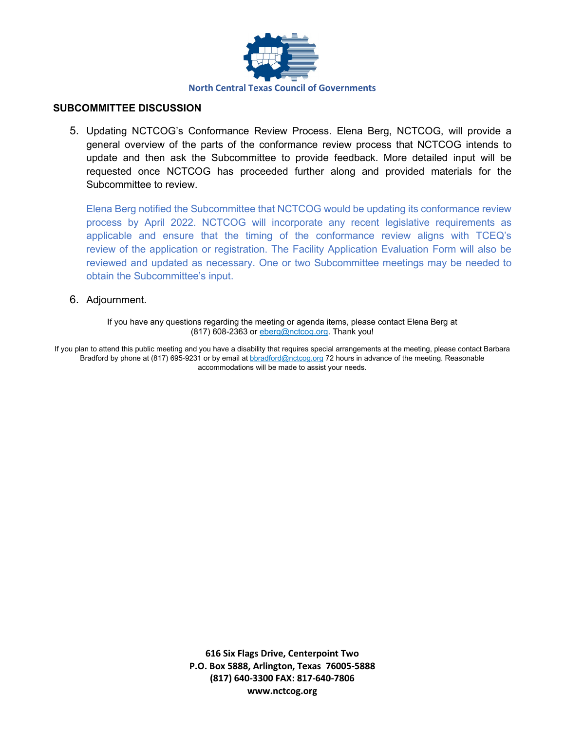North Central Texas Council of Governments

## SUBCOMMITTEE DISCUSSION

5. Updating NCTCOG's Conformance Review Process. Elena Berg, NCTCOG, will provide a general overview of the parts of the conformance review process that NCTCOG intends to update and then ask the Subcommittee to provide feedback. More detailed input will be requested once NCTCOG has proceeded further along and provided materials for the Subcommittee to review.

   Elena Berg notified the Subcommittee that NCTCOG would be updating its conformance review process by April 2022. NCTCOG will incorporate any recent legislative requirements as applicable and ensure that the timing of the conformance review aligns with TCEQ's review of the application or registration. The Facility Application Evaluation Form will also be reviewed and updated as necessary. One or two Subcommittee meetings may be needed to obtain the Subcommittee's input.

6. Adjournment.

If you have any questions regarding the meeting or agenda items, please contact Elena Berg at (817) 608-2363 or eberg@nctcog.org. Thank you!

If you plan to attend this public meeting and you have a disability that requires special arrangements at the meeting, please contact Barbara Bradford by phone at (817) 695-9231 or by email at bbradford@nctcog.org 72 hours in advance of the meeting. Reasonable accommodations will be made to assist your needs.

**616 Six Flags Drive, Centerpoint Two**
**P.O. Box 5888, Arlington, Texas 76005-5888**
**(817) 640-3300 FAX: 817-640-7806**
**www.nctcog.org**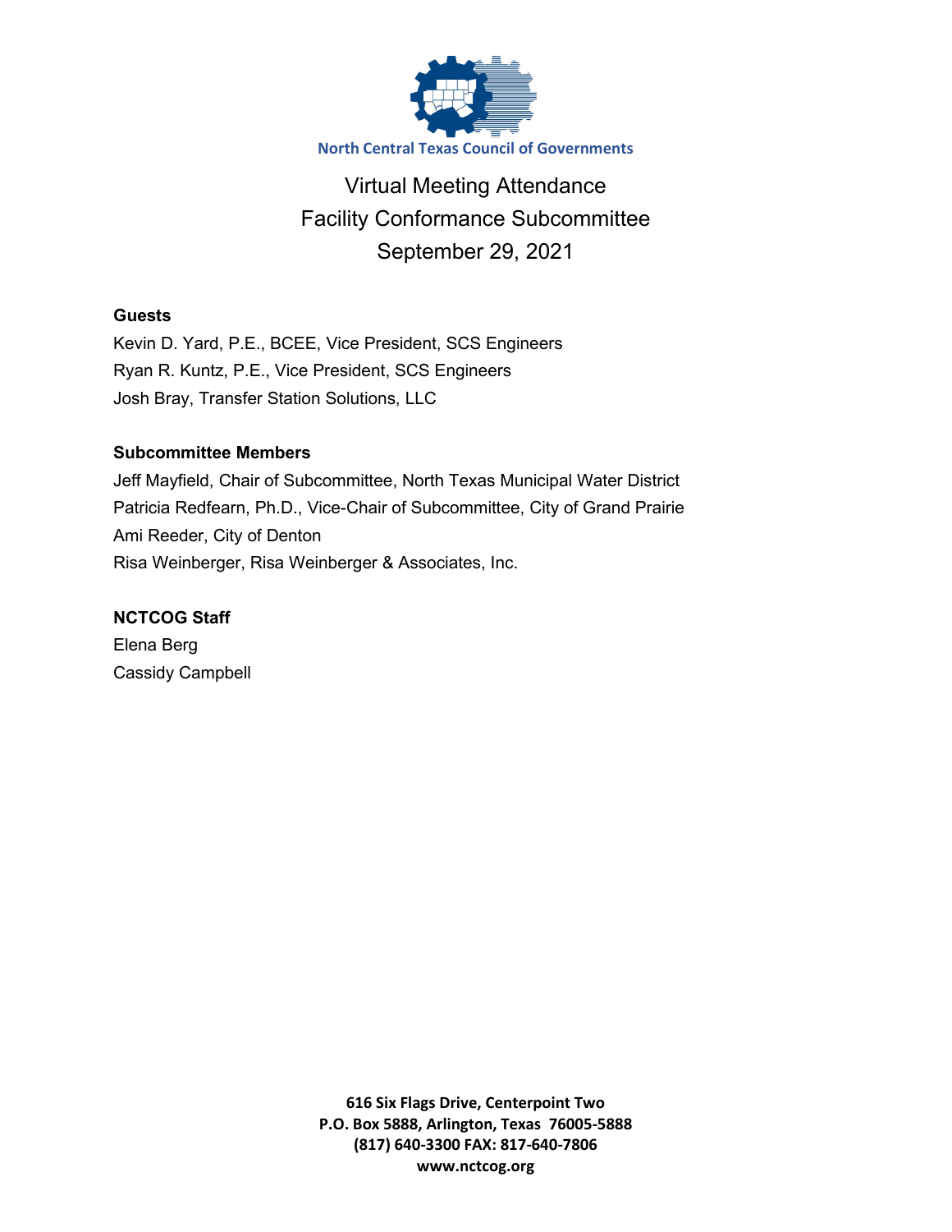North Central Texas Council of Governments

# Virtual Meeting Attendance
# Facility Conformance Subcommittee
# September 29, 2021

**Guests**

Kevin D. Yard, P.E., BCEE, Vice President, SCS Engineers
Ryan R. Kuntz, P.E., Vice President, SCS Engineers
Josh Bray, Transfer Station Solutions, LLC

**Subcommittee Members**

Jeff Mayfield, Chair of Subcommittee, North Texas Municipal Water District
Patricia Redfearn, Ph.D., Vice-Chair of Subcommittee, City of Grand Prairie
Ami Reeder, City of Denton
Risa Weinberger, Risa Weinberger & Associates, Inc.

**NCTCOG Staff**

Elena Berg
Cassidy Campbell

**616 Six Flags Drive, Centerpoint Two**
**P.O. Box 5888, Arlington, Texas 76005-5888**
**(817) 640-3300 FAX: 817-640-7806**
**www.nctcog.org**